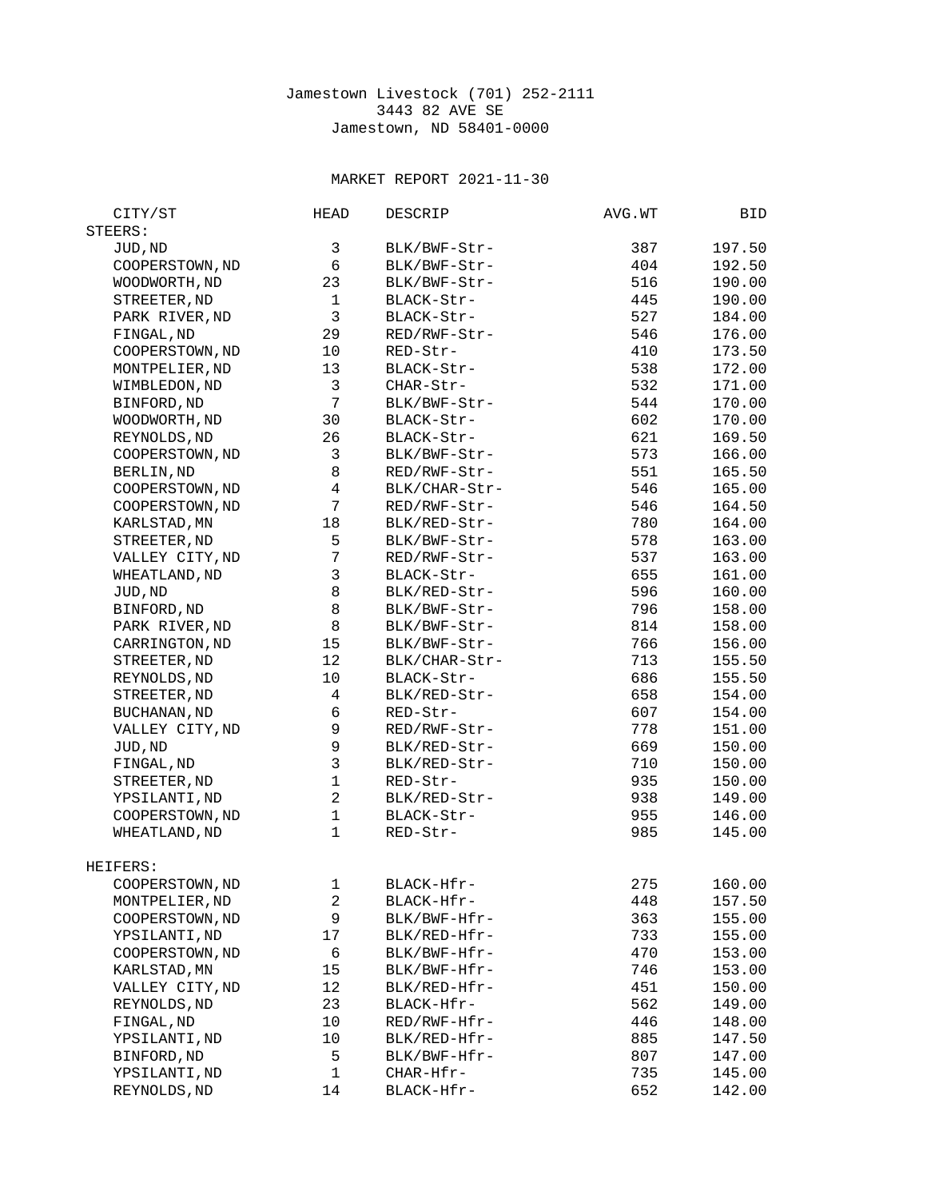Jamestown Livestock (701) 252-2111
3443 82 AVE SE
Jamestown, ND 58401-0000

MARKET REPORT 2021-11-30

| CITY/ST | HEAD | DESCRIP | AVG.WT | BID |
|---|---|---|---|---|
| **STEERS:** | | | | |
| JUD,ND | 3 | BLK/BWF-Str- | 387 | 197.50 |
| COOPERSTOWN,ND | 6 | BLK/BWF-Str- | 404 | 192.50 |
| WOODWORTH,ND | 23 | BLK/BWF-Str- | 516 | 190.00 |
| STREETER,ND | 1 | BLACK-Str- | 445 | 190.00 |
| PARK RIVER,ND | 3 | BLACK-Str- | 527 | 184.00 |
| FINGAL,ND | 29 | RED/RWF-Str- | 546 | 176.00 |
| COOPERSTOWN,ND | 10 | RED-Str- | 410 | 173.50 |
| MONTPELIER,ND | 13 | BLACK-Str- | 538 | 172.00 |
| WIMBLEDON,ND | 3 | CHAR-Str- | 532 | 171.00 |
| BINFORD,ND | 7 | BLK/BWF-Str- | 544 | 170.00 |
| WOODWORTH,ND | 30 | BLACK-Str- | 602 | 170.00 |
| REYNOLDS,ND | 26 | BLACK-Str- | 621 | 169.50 |
| COOPERSTOWN,ND | 3 | BLK/BWF-Str- | 573 | 166.00 |
| BERLIN,ND | 8 | RED/RWF-Str- | 551 | 165.50 |
| COOPERSTOWN,ND | 4 | BLK/CHAR-Str- | 546 | 165.00 |
| COOPERSTOWN,ND | 7 | RED/RWF-Str- | 546 | 164.50 |
| KARLSTAD,MN | 18 | BLK/RED-Str- | 780 | 164.00 |
| STREETER,ND | 5 | BLK/BWF-Str- | 578 | 163.00 |
| VALLEY CITY,ND | 7 | RED/RWF-Str- | 537 | 163.00 |
| WHEATLAND,ND | 3 | BLACK-Str- | 655 | 161.00 |
| JUD,ND | 8 | BLK/RED-Str- | 596 | 160.00 |
| BINFORD,ND | 8 | BLK/BWF-Str- | 796 | 158.00 |
| PARK RIVER,ND | 8 | BLK/BWF-Str- | 814 | 158.00 |
| CARRINGTON,ND | 15 | BLK/BWF-Str- | 766 | 156.00 |
| STREETER,ND | 12 | BLK/CHAR-Str- | 713 | 155.50 |
| REYNOLDS,ND | 10 | BLACK-Str- | 686 | 155.50 |
| STREETER,ND | 4 | BLK/RED-Str- | 658 | 154.00 |
| BUCHANAN,ND | 6 | RED-Str- | 607 | 154.00 |
| VALLEY CITY,ND | 9 | RED/RWF-Str- | 778 | 151.00 |
| JUD,ND | 9 | BLK/RED-Str- | 669 | 150.00 |
| FINGAL,ND | 3 | BLK/RED-Str- | 710 | 150.00 |
| STREETER,ND | 1 | RED-Str- | 935 | 150.00 |
| YPSILANTI,ND | 2 | BLK/RED-Str- | 938 | 149.00 |
| COOPERSTOWN,ND | 1 | BLACK-Str- | 955 | 146.00 |
| WHEATLAND,ND | 1 | RED-Str- | 985 | 145.00 |
| **HEIFERS:** | | | | |
| COOPERSTOWN,ND | 1 | BLACK-Hfr- | 275 | 160.00 |
| MONTPELIER,ND | 2 | BLACK-Hfr- | 448 | 157.50 |
| COOPERSTOWN,ND | 9 | BLK/BWF-Hfr- | 363 | 155.00 |
| YPSILANTI,ND | 17 | BLK/RED-Hfr- | 733 | 155.00 |
| COOPERSTOWN,ND | 6 | BLK/BWF-Hfr- | 470 | 153.00 |
| KARLSTAD,MN | 15 | BLK/BWF-Hfr- | 746 | 153.00 |
| VALLEY CITY,ND | 12 | BLK/RED-Hfr- | 451 | 150.00 |
| REYNOLDS,ND | 23 | BLACK-Hfr- | 562 | 149.00 |
| FINGAL,ND | 10 | RED/RWF-Hfr- | 446 | 148.00 |
| YPSILANTI,ND | 10 | BLK/RED-Hfr- | 885 | 147.50 |
| BINFORD,ND | 5 | BLK/BWF-Hfr- | 807 | 147.00 |
| YPSILANTI,ND | 1 | CHAR-Hfr- | 735 | 145.00 |
| REYNOLDS,ND | 14 | BLACK-Hfr- | 652 | 142.00 |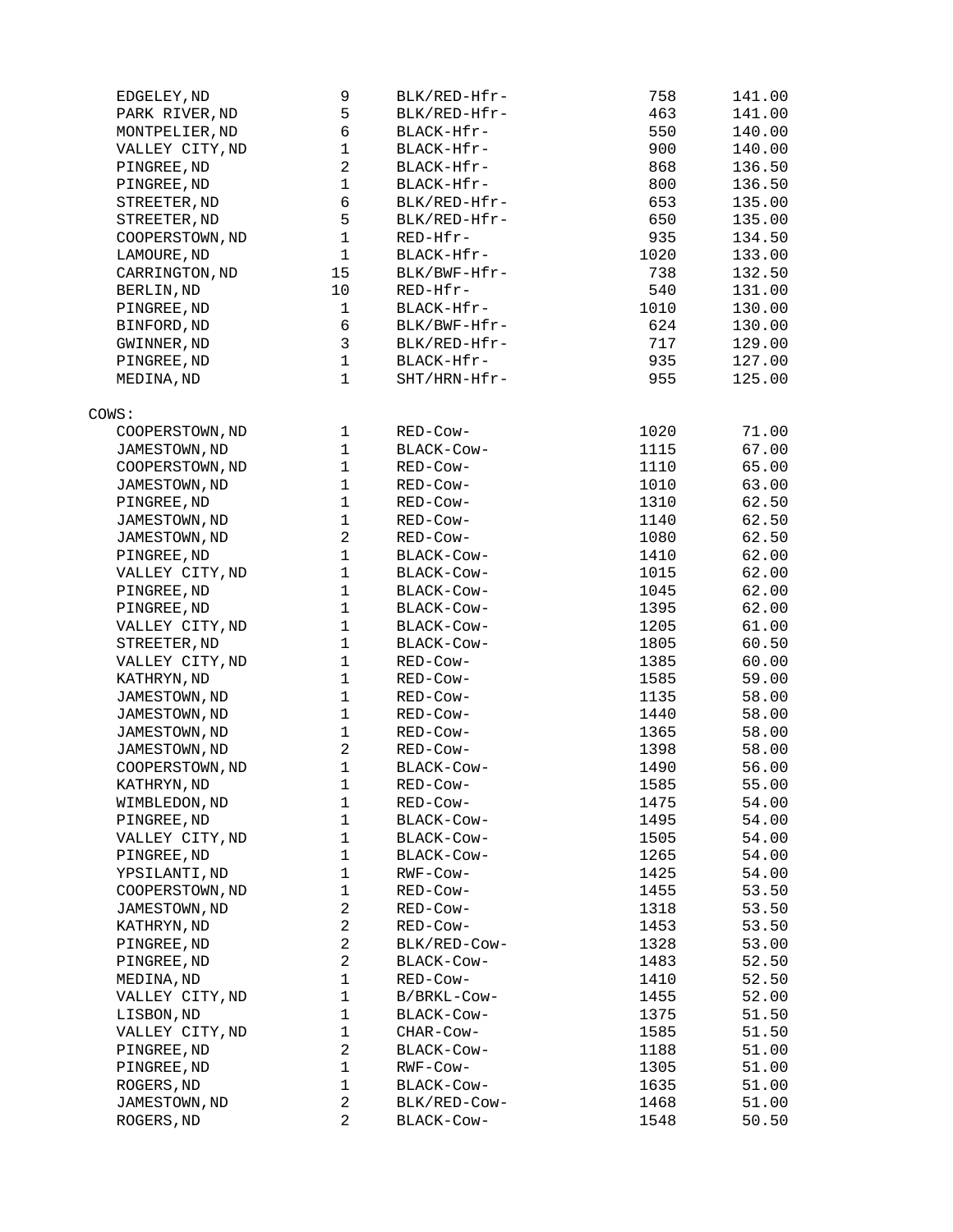| | | | | |
|---|---|---|---|---|
| EDGELEY,ND | 9 | BLK/RED-Hfr- | 758 | 141.00 |
| PARK RIVER,ND | 5 | BLK/RED-Hfr- | 463 | 141.00 |
| MONTPELIER,ND | 6 | BLACK-Hfr- | 550 | 140.00 |
| VALLEY CITY,ND | 1 | BLACK-Hfr- | 900 | 140.00 |
| PINGREE,ND | 2 | BLACK-Hfr- | 868 | 136.50 |
| PINGREE,ND | 1 | BLACK-Hfr- | 800 | 136.50 |
| STREETER,ND | 6 | BLK/RED-Hfr- | 653 | 135.00 |
| STREETER,ND | 5 | BLK/RED-Hfr- | 650 | 135.00 |
| COOPERSTOWN,ND | 1 | RED-Hfr- | 935 | 134.50 |
| LAMOURE,ND | 1 | BLACK-Hfr- | 1020 | 133.00 |
| CARRINGTON,ND | 15 | BLK/BWF-Hfr- | 738 | 132.50 |
| BERLIN,ND | 10 | RED-Hfr- | 540 | 131.00 |
| PINGREE,ND | 1 | BLACK-Hfr- | 1010 | 130.00 |
| BINFORD,ND | 6 | BLK/BWF-Hfr- | 624 | 130.00 |
| GWINNER,ND | 3 | BLK/RED-Hfr- | 717 | 129.00 |
| PINGREE,ND | 1 | BLACK-Hfr- | 935 | 127.00 |
| MEDINA,ND | 1 | SHT/HRN-Hfr- | 955 | 125.00 |

COWS:

| | | | | |
|---|---|---|---|---|
| COOPERSTOWN,ND | 1 | RED-Cow- | 1020 | 71.00 |
| JAMESTOWN,ND | 1 | BLACK-Cow- | 1115 | 67.00 |
| COOPERSTOWN,ND | 1 | RED-Cow- | 1110 | 65.00 |
| JAMESTOWN,ND | 1 | RED-Cow- | 1010 | 63.00 |
| PINGREE,ND | 1 | RED-Cow- | 1310 | 62.50 |
| JAMESTOWN,ND | 1 | RED-Cow- | 1140 | 62.50 |
| JAMESTOWN,ND | 2 | RED-Cow- | 1080 | 62.50 |
| PINGREE,ND | 1 | BLACK-Cow- | 1410 | 62.00 |
| VALLEY CITY,ND | 1 | BLACK-Cow- | 1015 | 62.00 |
| PINGREE,ND | 1 | BLACK-Cow- | 1045 | 62.00 |
| PINGREE,ND | 1 | BLACK-Cow- | 1395 | 62.00 |
| VALLEY CITY,ND | 1 | BLACK-Cow- | 1205 | 61.00 |
| STREETER,ND | 1 | BLACK-Cow- | 1805 | 60.50 |
| VALLEY CITY,ND | 1 | RED-Cow- | 1385 | 60.00 |
| KATHRYN,ND | 1 | RED-Cow- | 1585 | 59.00 |
| JAMESTOWN,ND | 1 | RED-Cow- | 1135 | 58.00 |
| JAMESTOWN,ND | 1 | RED-Cow- | 1440 | 58.00 |
| JAMESTOWN,ND | 1 | RED-Cow- | 1365 | 58.00 |
| JAMESTOWN,ND | 2 | RED-Cow- | 1398 | 58.00 |
| COOPERSTOWN,ND | 1 | BLACK-Cow- | 1490 | 56.00 |
| KATHRYN,ND | 1 | RED-Cow- | 1585 | 55.00 |
| WIMBLEDON,ND | 1 | RED-Cow- | 1475 | 54.00 |
| PINGREE,ND | 1 | BLACK-Cow- | 1495 | 54.00 |
| VALLEY CITY,ND | 1 | BLACK-Cow- | 1505 | 54.00 |
| PINGREE,ND | 1 | BLACK-Cow- | 1265 | 54.00 |
| YPSILANTI,ND | 1 | RWF-Cow- | 1425 | 54.00 |
| COOPERSTOWN,ND | 1 | RED-Cow- | 1455 | 53.50 |
| JAMESTOWN,ND | 2 | RED-Cow- | 1318 | 53.50 |
| KATHRYN,ND | 2 | RED-Cow- | 1453 | 53.50 |
| PINGREE,ND | 2 | BLK/RED-Cow- | 1328 | 53.00 |
| PINGREE,ND | 2 | BLACK-Cow- | 1483 | 52.50 |
| MEDINA,ND | 1 | RED-Cow- | 1410 | 52.50 |
| VALLEY CITY,ND | 1 | B/BRKL-Cow- | 1455 | 52.00 |
| LISBON,ND | 1 | BLACK-Cow- | 1375 | 51.50 |
| VALLEY CITY,ND | 1 | CHAR-Cow- | 1585 | 51.50 |
| PINGREE,ND | 2 | BLACK-Cow- | 1188 | 51.00 |
| PINGREE,ND | 1 | RWF-Cow- | 1305 | 51.00 |
| ROGERS,ND | 1 | BLACK-Cow- | 1635 | 51.00 |
| JAMESTOWN,ND | 2 | BLK/RED-Cow- | 1468 | 51.00 |
| ROGERS,ND | 2 | BLACK-Cow- | 1548 | 50.50 |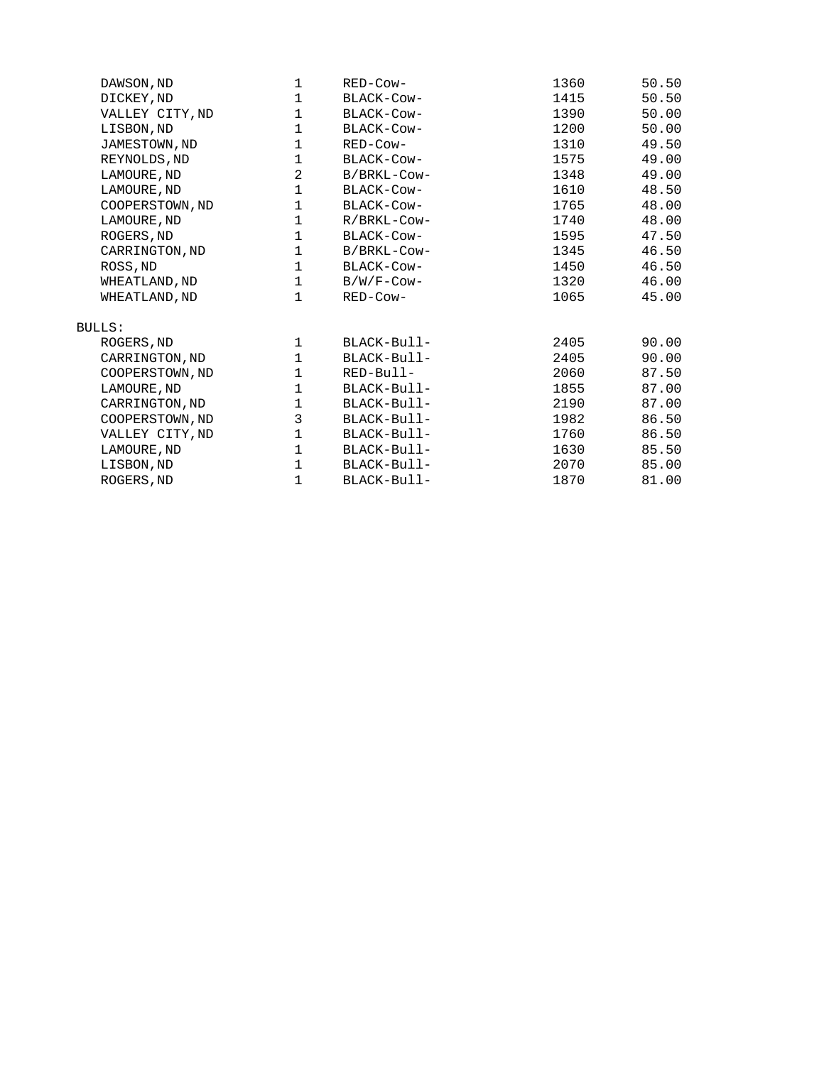| | | | | |
|---|---|---|---|---|
| DAWSON,ND | 1 | RED-Cow- | 1360 | 50.50 |
| DICKEY,ND | 1 | BLACK-Cow- | 1415 | 50.50 |
| VALLEY CITY,ND | 1 | BLACK-Cow- | 1390 | 50.00 |
| LISBON,ND | 1 | BLACK-Cow- | 1200 | 50.00 |
| JAMESTOWN,ND | 1 | RED-Cow- | 1310 | 49.50 |
| REYNOLDS,ND | 1 | BLACK-Cow- | 1575 | 49.00 |
| LAMOURE,ND | 2 | B/BRKL-Cow- | 1348 | 49.00 |
| LAMOURE,ND | 1 | BLACK-Cow- | 1610 | 48.50 |
| COOPERSTOWN,ND | 1 | BLACK-Cow- | 1765 | 48.00 |
| LAMOURE,ND | 1 | R/BRKL-Cow- | 1740 | 48.00 |
| ROGERS,ND | 1 | BLACK-Cow- | 1595 | 47.50 |
| CARRINGTON,ND | 1 | B/BRKL-Cow- | 1345 | 46.50 |
| ROSS,ND | 1 | BLACK-Cow- | 1450 | 46.50 |
| WHEATLAND,ND | 1 | B/W/F-Cow- | 1320 | 46.00 |
| WHEATLAND,ND | 1 | RED-Cow- | 1065 | 45.00 |

BULLS:

| | | | | |
|---|---|---|---|---|
| ROGERS,ND | 1 | BLACK-Bull- | 2405 | 90.00 |
| CARRINGTON,ND | 1 | BLACK-Bull- | 2405 | 90.00 |
| COOPERSTOWN,ND | 1 | RED-Bull- | 2060 | 87.50 |
| LAMOURE,ND | 1 | BLACK-Bull- | 1855 | 87.00 |
| CARRINGTON,ND | 1 | BLACK-Bull- | 2190 | 87.00 |
| COOPERSTOWN,ND | 3 | BLACK-Bull- | 1982 | 86.50 |
| VALLEY CITY,ND | 1 | BLACK-Bull- | 1760 | 86.50 |
| LAMOURE,ND | 1 | BLACK-Bull- | 1630 | 85.50 |
| LISBON,ND | 1 | BLACK-Bull- | 2070 | 85.00 |
| ROGERS,ND | 1 | BLACK-Bull- | 1870 | 81.00 |